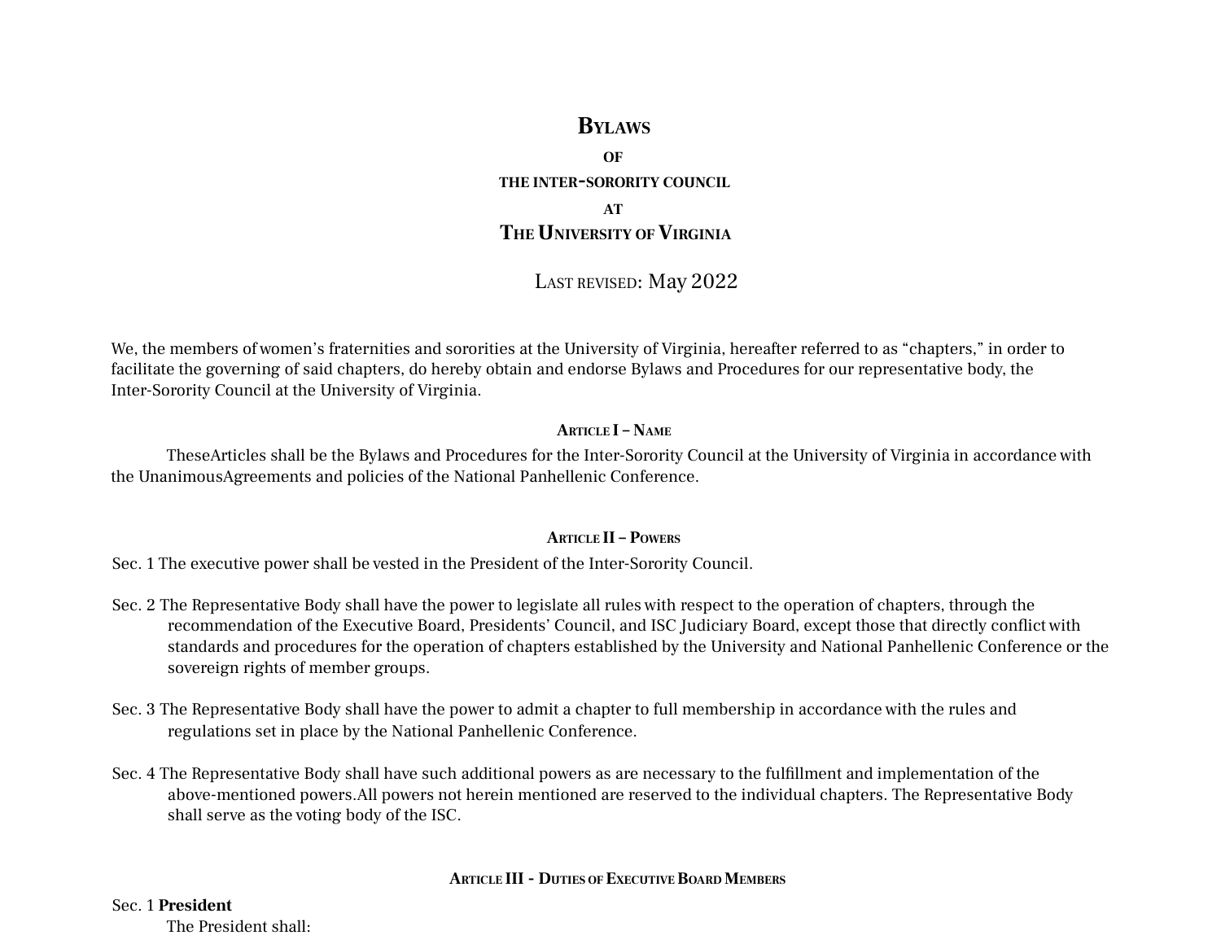# Bylaws
## of
## the inter-sorority council
## at
## The University of Virginia

Last revised: May 2022

We, the members of women's fraternities and sororities at the University of Virginia, hereafter referred to as "chapters," in order to facilitate the governing of said chapters, do hereby obtain and endorse Bylaws and Procedures for our representative body, the Inter-Sorority Council at the University of Virginia.

### Article I – Name

TheseArticles shall be the Bylaws and Procedures for the Inter-Sorority Council at the University of Virginia in accordance with the UnanimousAgreements and policies of the National Panhellenic Conference.

### Article II – Powers

Sec. 1 The executive power shall be vested in the President of the Inter-Sorority Council.

Sec. 2 The Representative Body shall have the power to legislate all rules with respect to the operation of chapters, through the recommendation of the Executive Board, Presidents' Council, and ISC Judiciary Board, except those that directly conflict with standards and procedures for the operation of chapters established by the University and National Panhellenic Conference or the sovereign rights of member groups.

Sec. 3 The Representative Body shall have the power to admit a chapter to full membership in accordance with the rules and regulations set in place by the National Panhellenic Conference.

Sec. 4 The Representative Body shall have such additional powers as are necessary to the fulfillment and implementation of the above-mentioned powers.All powers not herein mentioned are reserved to the individual chapters. The Representative Body shall serve as the voting body of the ISC.

### Article III - Duties of Executive Board Members

Sec. 1 **President**

The President shall: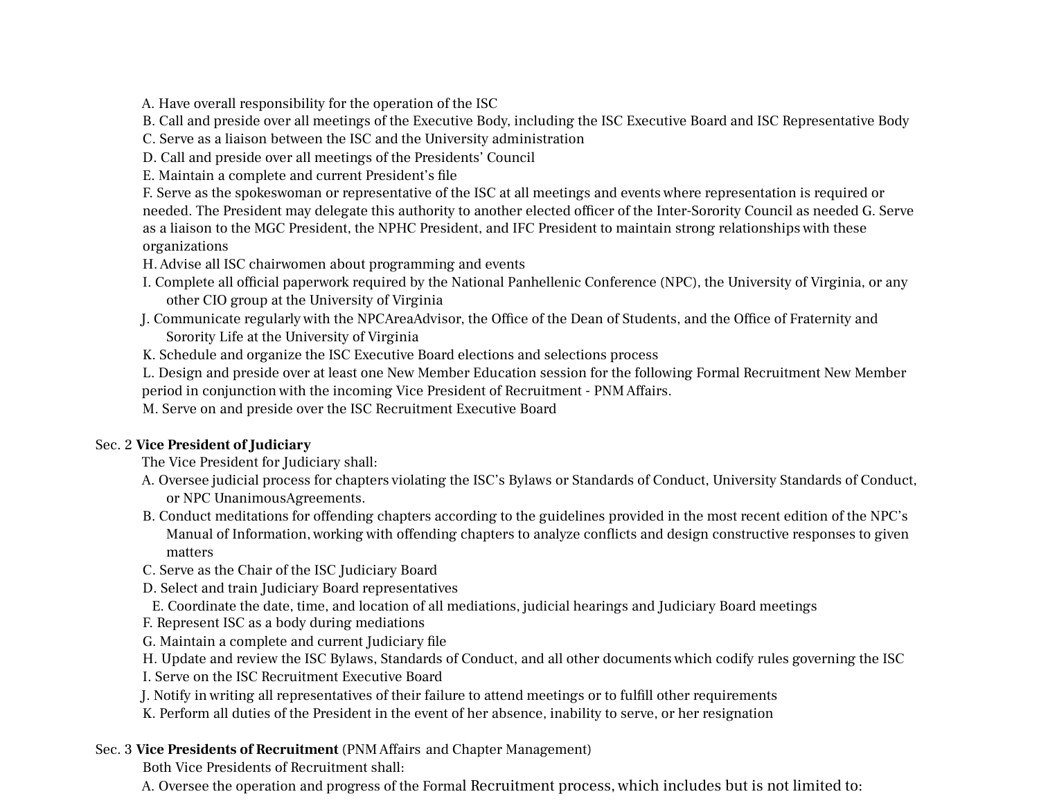A. Have overall responsibility for the operation of the ISC
B. Call and preside over all meetings of the Executive Body, including the ISC Executive Board and ISC Representative Body
C. Serve as a liaison between the ISC and the University administration
D. Call and preside over all meetings of the Presidents' Council
E. Maintain a complete and current President's file
F. Serve as the spokeswoman or representative of the ISC at all meetings and events where representation is required or needed. The President may delegate this authority to another elected officer of the Inter-Sorority Council as needed G. Serve as a liaison to the MGC President, the NPHC President, and IFC President to maintain strong relationships with these organizations
H. Advise all ISC chairwomen about programming and events
I. Complete all official paperwork required by the National Panhellenic Conference (NPC), the University of Virginia, or any other CIO group at the University of Virginia
J. Communicate regularly with the NPCAreaAdvisor, the Office of the Dean of Students, and the Office of Fraternity and Sorority Life at the University of Virginia
K. Schedule and organize the ISC Executive Board elections and selections process
L. Design and preside over at least one New Member Education session for the following Formal Recruitment New Member period in conjunction with the incoming Vice President of Recruitment - PNM Affairs.
M. Serve on and preside over the ISC Recruitment Executive Board

Sec. 2 **Vice President of Judiciary**

The Vice President for Judiciary shall:

A. Oversee judicial process for chapters violating the ISC's Bylaws or Standards of Conduct, University Standards of Conduct, or NPC UnanimousAgreements.
B. Conduct meditations for offending chapters according to the guidelines provided in the most recent edition of the NPC's Manual of Information, working with offending chapters to analyze conflicts and design constructive responses to given matters
C. Serve as the Chair of the ISC Judiciary Board
D. Select and train Judiciary Board representatives
E. Coordinate the date, time, and location of all mediations, judicial hearings and Judiciary Board meetings
F. Represent ISC as a body during mediations
G. Maintain a complete and current Judiciary file
H. Update and review the ISC Bylaws, Standards of Conduct, and all other documents which codify rules governing the ISC
I. Serve on the ISC Recruitment Executive Board
J. Notify in writing all representatives of their failure to attend meetings or to fulfill other requirements
K. Perform all duties of the President in the event of her absence, inability to serve, or her resignation

Sec. 3 **Vice Presidents of Recruitment** (PNM Affairs and Chapter Management)

Both Vice Presidents of Recruitment shall:

A. Oversee the operation and progress of the Formal Recruitment process, which includes but is not limited to: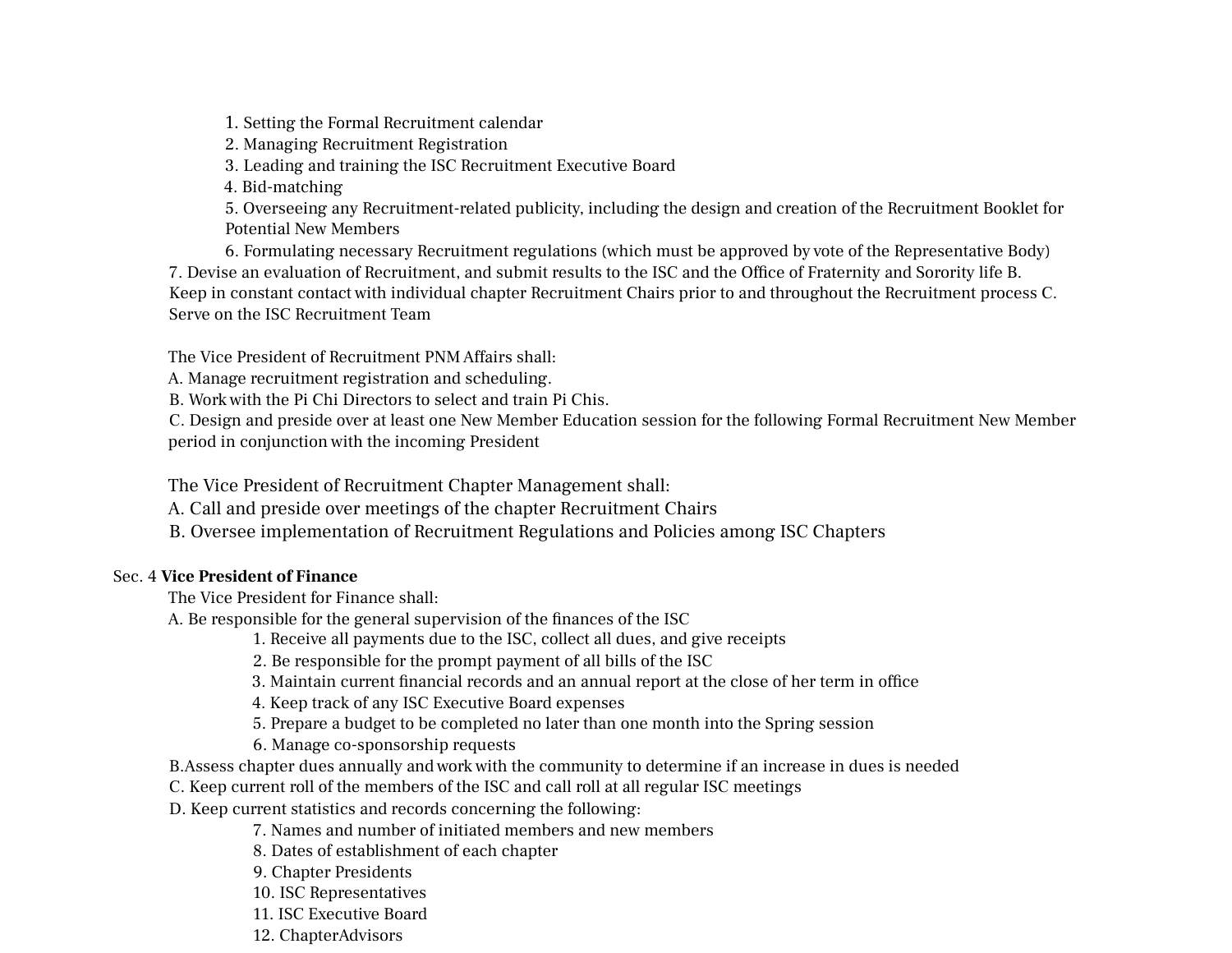1. Setting the Formal Recruitment calendar
2. Managing Recruitment Registration
3. Leading and training the ISC Recruitment Executive Board
4. Bid-matching
5. Overseeing any Recruitment-related publicity, including the design and creation of the Recruitment Booklet for Potential New Members
6. Formulating necessary Recruitment regulations (which must be approved by vote of the Representative Body)
7. Devise an evaluation of Recruitment, and submit results to the ISC and the Office of Fraternity and Sorority life B. Keep in constant contact with individual chapter Recruitment Chairs prior to and throughout the Recruitment process C. Serve on the ISC Recruitment Team

The Vice President of Recruitment PNM Affairs shall:

A. Manage recruitment registration and scheduling.

B. Work with the Pi Chi Directors to select and train Pi Chis.

C. Design and preside over at least one New Member Education session for the following Formal Recruitment New Member period in conjunction with the incoming President

The Vice President of Recruitment Chapter Management shall:

A. Call and preside over meetings of the chapter Recruitment Chairs

B. Oversee implementation of Recruitment Regulations and Policies among ISC Chapters

Sec. 4 **Vice President of Finance**

The Vice President for Finance shall:

A. Be responsible for the general supervision of the finances of the ISC

1. Receive all payments due to the ISC, collect all dues, and give receipts
2. Be responsible for the prompt payment of all bills of the ISC
3. Maintain current financial records and an annual report at the close of her term in office
4. Keep track of any ISC Executive Board expenses
5. Prepare a budget to be completed no later than one month into the Spring session
6. Manage co-sponsorship requests

B.Assess chapter dues annually and work with the community to determine if an increase in dues is needed

C. Keep current roll of the members of the ISC and call roll at all regular ISC meetings

D. Keep current statistics and records concerning the following:

7. Names and number of initiated members and new members
8. Dates of establishment of each chapter
9. Chapter Presidents
10. ISC Representatives
11. ISC Executive Board
12. ChapterAdvisors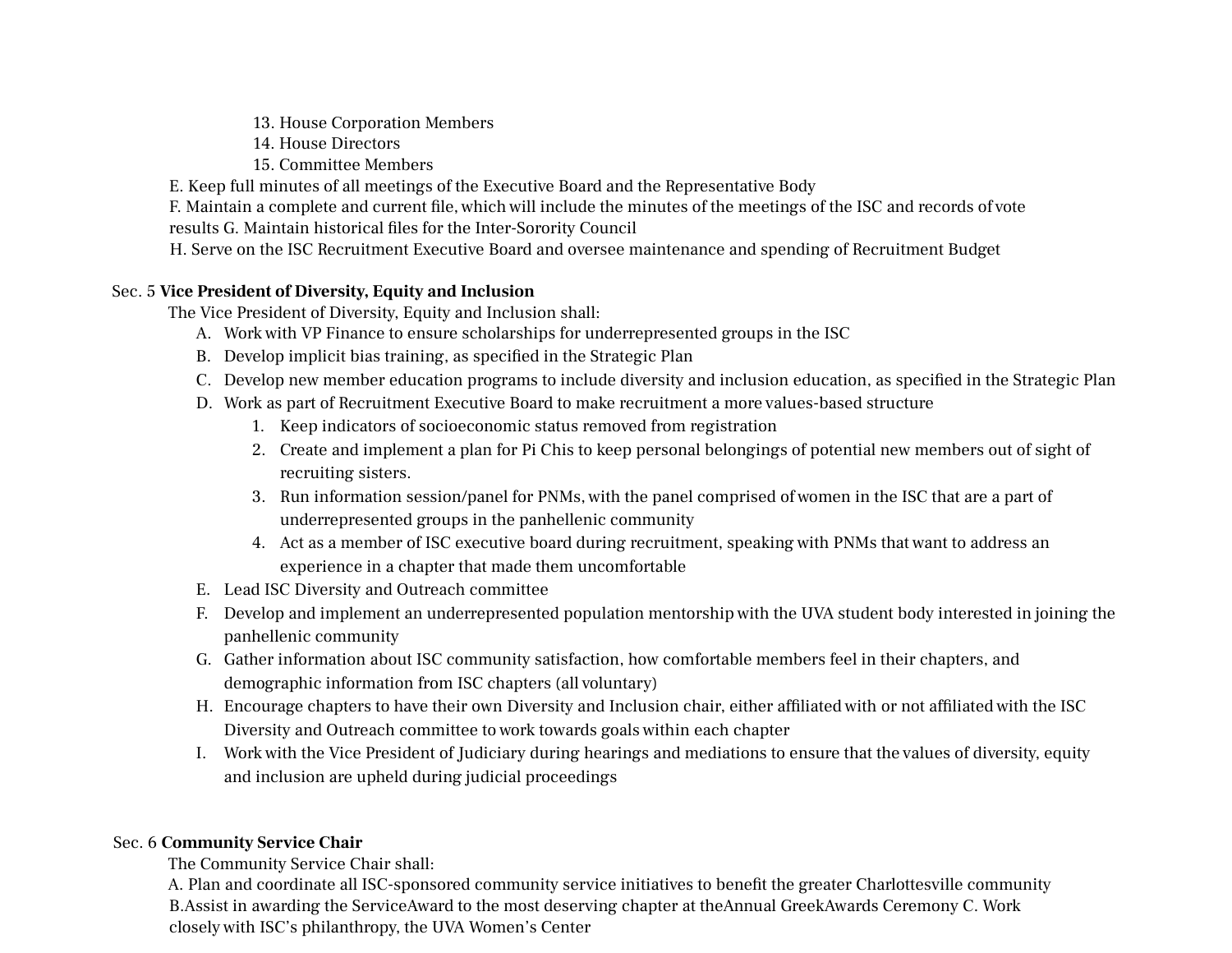13. House Corporation Members
14. House Directors
15. Committee Members

E. Keep full minutes of all meetings of the Executive Board and the Representative Body
F. Maintain a complete and current file, which will include the minutes of the meetings of the ISC and records of vote results
G. Maintain historical files for the Inter-Sorority Council
H. Serve on the ISC Recruitment Executive Board and oversee maintenance and spending of Recruitment Budget

Sec. 5 **Vice President of Diversity, Equity and Inclusion**

The Vice President of Diversity, Equity and Inclusion shall:

A. Work with VP Finance to ensure scholarships for underrepresented groups in the ISC
B. Develop implicit bias training, as specified in the Strategic Plan
C. Develop new member education programs to include diversity and inclusion education, as specified in the Strategic Plan
D. Work as part of Recruitment Executive Board to make recruitment a more values-based structure
   1. Keep indicators of socioeconomic status removed from registration
   2. Create and implement a plan for Pi Chis to keep personal belongings of potential new members out of sight of recruiting sisters.
   3. Run information session/panel for PNMs, with the panel comprised of women in the ISC that are a part of underrepresented groups in the panhellenic community
   4. Act as a member of ISC executive board during recruitment, speaking with PNMs that want to address an experience in a chapter that made them uncomfortable
E. Lead ISC Diversity and Outreach committee
F. Develop and implement an underrepresented population mentorship with the UVA student body interested in joining the panhellenic community
G. Gather information about ISC community satisfaction, how comfortable members feel in their chapters, and demographic information from ISC chapters (all voluntary)
H. Encourage chapters to have their own Diversity and Inclusion chair, either affiliated with or not affiliated with the ISC Diversity and Outreach committee to work towards goals within each chapter
I. Work with the Vice President of Judiciary during hearings and mediations to ensure that the values of diversity, equity and inclusion are upheld during judicial proceedings

Sec. 6 **Community Service Chair**

The Community Service Chair shall:

A. Plan and coordinate all ISC-sponsored community service initiatives to benefit the greater Charlottesville community
B. Assist in awarding the Service Award to the most deserving chapter at the Annual Greek Awards Ceremony
C. Work closely with ISC's philanthropy, the UVA Women's Center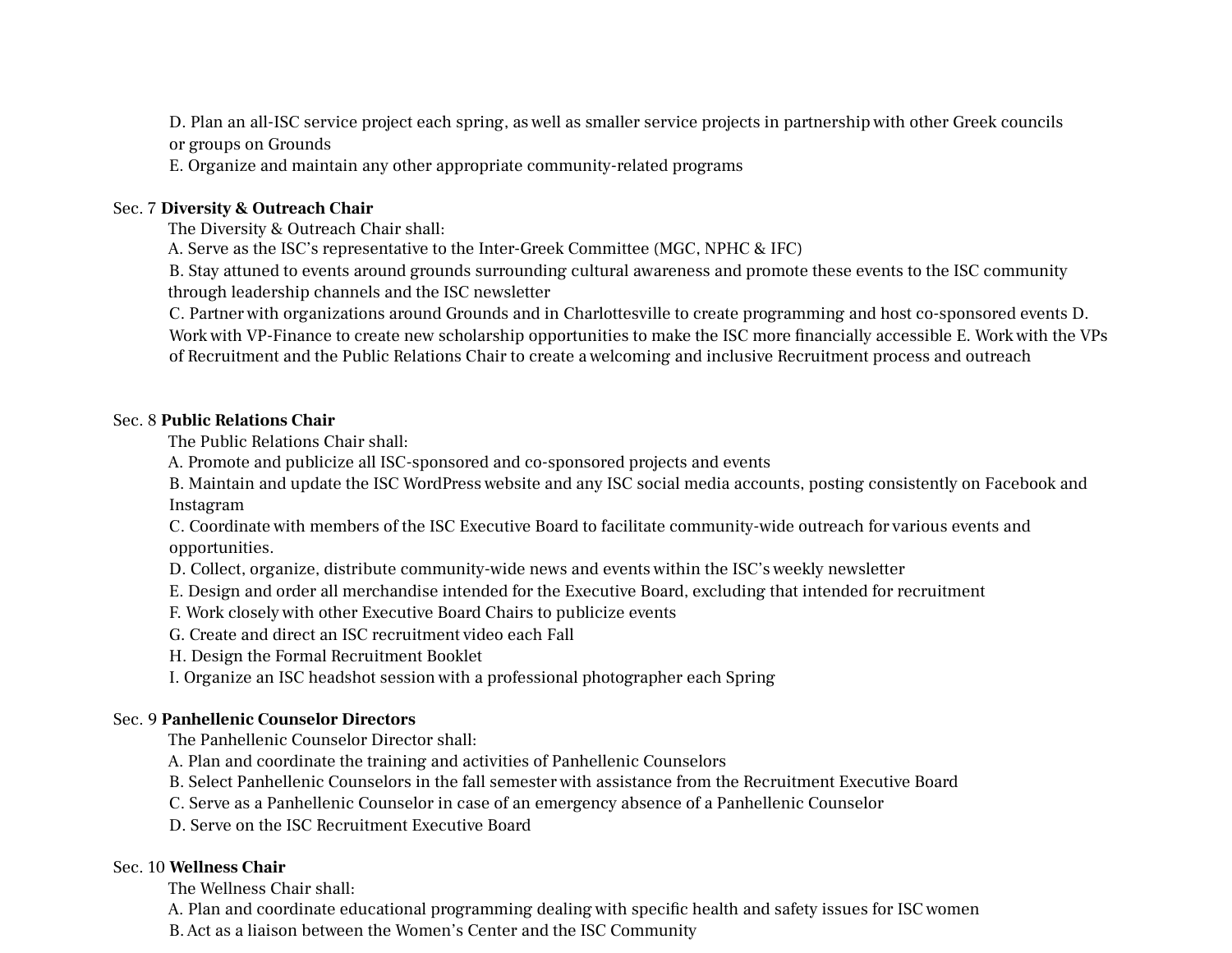D. Plan an all-ISC service project each spring, as well as smaller service projects in partnership with other Greek councils or groups on Grounds

E. Organize and maintain any other appropriate community-related programs

Sec. 7 **Diversity & Outreach Chair**

The Diversity & Outreach Chair shall:

A. Serve as the ISC's representative to the Inter-Greek Committee (MGC, NPHC & IFC)

B. Stay attuned to events around grounds surrounding cultural awareness and promote these events to the ISC community through leadership channels and the ISC newsletter

C. Partner with organizations around Grounds and in Charlottesville to create programming and host co-sponsored events D. Work with VP-Finance to create new scholarship opportunities to make the ISC more financially accessible E. Work with the VPs of Recruitment and the Public Relations Chair to create a welcoming and inclusive Recruitment process and outreach

Sec. 8 **Public Relations Chair**

The Public Relations Chair shall:

A. Promote and publicize all ISC-sponsored and co-sponsored projects and events

B. Maintain and update the ISC WordPress website and any ISC social media accounts, posting consistently on Facebook and Instagram

C. Coordinate with members of the ISC Executive Board to facilitate community-wide outreach for various events and opportunities.

D. Collect, organize, distribute community-wide news and events within the ISC's weekly newsletter

E. Design and order all merchandise intended for the Executive Board, excluding that intended for recruitment

F. Work closely with other Executive Board Chairs to publicize events

G. Create and direct an ISC recruitment video each Fall

H. Design the Formal Recruitment Booklet

I. Organize an ISC headshot session with a professional photographer each Spring

Sec. 9 **Panhellenic Counselor Directors**

The Panhellenic Counselor Director shall:

A. Plan and coordinate the training and activities of Panhellenic Counselors

B. Select Panhellenic Counselors in the fall semester with assistance from the Recruitment Executive Board

C. Serve as a Panhellenic Counselor in case of an emergency absence of a Panhellenic Counselor

D. Serve on the ISC Recruitment Executive Board

Sec. 10 **Wellness Chair**

The Wellness Chair shall:

A. Plan and coordinate educational programming dealing with specific health and safety issues for ISC women

B. Act as a liaison between the Women's Center and the ISC Community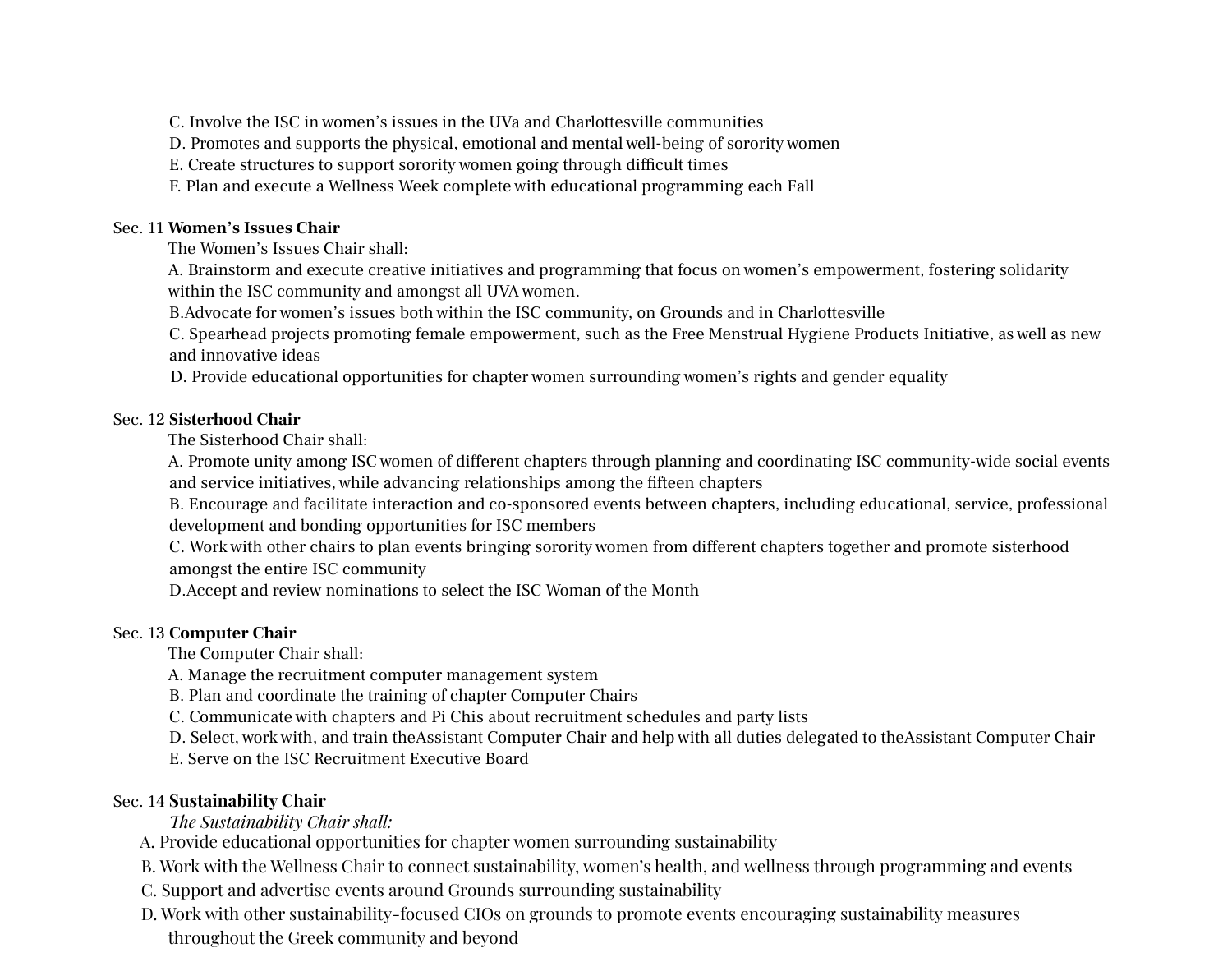C. Involve the ISC in women's issues in the UVa and Charlottesville communities
D. Promotes and supports the physical, emotional and mental well-being of sorority women
E. Create structures to support sorority women going through difficult times
F. Plan and execute a Wellness Week complete with educational programming each Fall

Sec. 11 **Women's Issues Chair**

The Women's Issues Chair shall:

A. Brainstorm and execute creative initiatives and programming that focus on women's empowerment, fostering solidarity within the ISC community and amongst all UVA women.
B.Advocate for women's issues both within the ISC community, on Grounds and in Charlottesville
C. Spearhead projects promoting female empowerment, such as the Free Menstrual Hygiene Products Initiative, as well as new and innovative ideas
D. Provide educational opportunities for chapter women surrounding women's rights and gender equality

Sec. 12 **Sisterhood Chair**

The Sisterhood Chair shall:

A. Promote unity among ISC women of different chapters through planning and coordinating ISC community-wide social events and service initiatives, while advancing relationships among the fifteen chapters
B. Encourage and facilitate interaction and co-sponsored events between chapters, including educational, service, professional development and bonding opportunities for ISC members
C. Work with other chairs to plan events bringing sorority women from different chapters together and promote sisterhood amongst the entire ISC community
D.Accept and review nominations to select the ISC Woman of the Month

Sec. 13 **Computer Chair**

The Computer Chair shall:

A. Manage the recruitment computer management system
B. Plan and coordinate the training of chapter Computer Chairs
C. Communicate with chapters and Pi Chis about recruitment schedules and party lists
D. Select, work with, and train theAssistant Computer Chair and help with all duties delegated to theAssistant Computer Chair
E. Serve on the ISC Recruitment Executive Board

Sec. 14 **Sustainability Chair**

*The Sustainability Chair shall:*

A. Provide educational opportunities for chapter women surrounding sustainability
B. Work with the Wellness Chair to connect sustainability, women's health, and wellness through programming and events
C. Support and advertise events around Grounds surrounding sustainability
D. Work with other sustainability-focused CIOs on grounds to promote events encouraging sustainability measures throughout the Greek community and beyond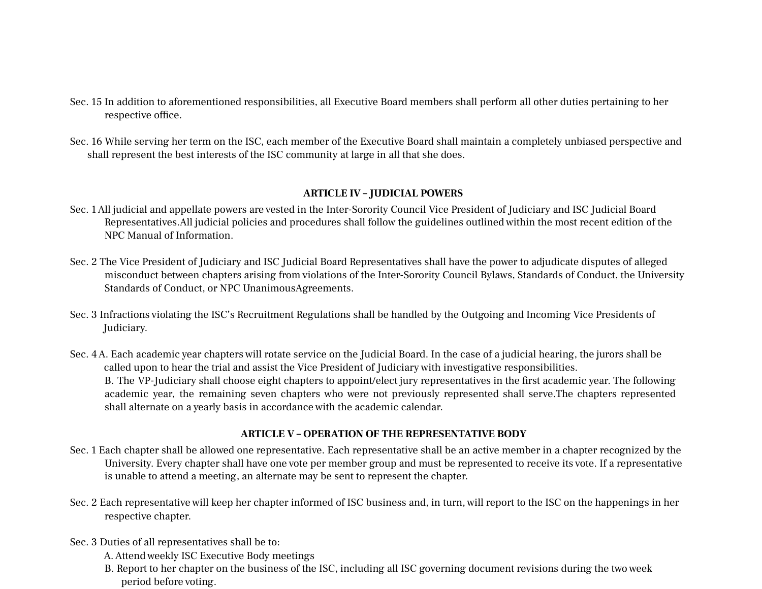Sec. 15 In addition to aforementioned responsibilities, all Executive Board members shall perform all other duties pertaining to her respective office.

Sec. 16 While serving her term on the ISC, each member of the Executive Board shall maintain a completely unbiased perspective and shall represent the best interests of the ISC community at large in all that she does.

## ARTICLE IV – JUDICIAL POWERS

Sec. 1 All judicial and appellate powers are vested in the Inter-Sorority Council Vice President of Judiciary and ISC Judicial Board Representatives.All judicial policies and procedures shall follow the guidelines outlined within the most recent edition of the NPC Manual of Information.

Sec. 2 The Vice President of Judiciary and ISC Judicial Board Representatives shall have the power to adjudicate disputes of alleged misconduct between chapters arising from violations of the Inter-Sorority Council Bylaws, Standards of Conduct, the University Standards of Conduct, or NPC UnanimousAgreements.

Sec. 3 Infractions violating the ISC's Recruitment Regulations shall be handled by the Outgoing and Incoming Vice Presidents of Judiciary.

Sec. 4 A. Each academic year chapters will rotate service on the Judicial Board. In the case of a judicial hearing, the jurors shall be called upon to hear the trial and assist the Vice President of Judiciary with investigative responsibilities.

B. The VP-Judiciary shall choose eight chapters to appoint/elect jury representatives in the first academic year. The following academic year, the remaining seven chapters who were not previously represented shall serve.The chapters represented shall alternate on a yearly basis in accordance with the academic calendar.

## ARTICLE V – OPERATION OF THE REPRESENTATIVE BODY

Sec. 1 Each chapter shall be allowed one representative. Each representative shall be an active member in a chapter recognized by the University. Every chapter shall have one vote per member group and must be represented to receive its vote. If a representative is unable to attend a meeting, an alternate may be sent to represent the chapter.

Sec. 2 Each representative will keep her chapter informed of ISC business and, in turn, will report to the ISC on the happenings in her respective chapter.

Sec. 3 Duties of all representatives shall be to:

A. Attend weekly ISC Executive Body meetings

B. Report to her chapter on the business of the ISC, including all ISC governing document revisions during the two week period before voting.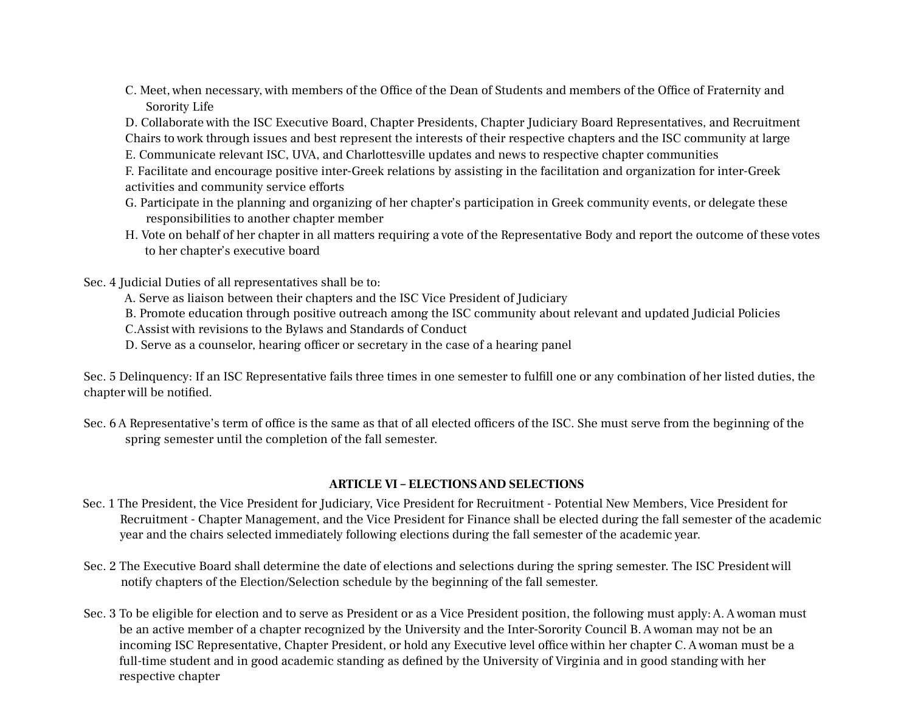C. Meet, when necessary, with members of the Office of the Dean of Students and members of the Office of Fraternity and Sorority Life

D. Collaborate with the ISC Executive Board, Chapter Presidents, Chapter Judiciary Board Representatives, and Recruitment Chairs to work through issues and best represent the interests of their respective chapters and the ISC community at large

E. Communicate relevant ISC, UVA, and Charlottesville updates and news to respective chapter communities

F. Facilitate and encourage positive inter-Greek relations by assisting in the facilitation and organization for inter-Greek activities and community service efforts

G. Participate in the planning and organizing of her chapter's participation in Greek community events, or delegate these responsibilities to another chapter member

H. Vote on behalf of her chapter in all matters requiring a vote of the Representative Body and report the outcome of these votes to her chapter's executive board

Sec. 4 Judicial Duties of all representatives shall be to:

A. Serve as liaison between their chapters and the ISC Vice President of Judiciary

B. Promote education through positive outreach among the ISC community about relevant and updated Judicial Policies

C.Assist with revisions to the Bylaws and Standards of Conduct

D. Serve as a counselor, hearing officer or secretary in the case of a hearing panel

Sec. 5 Delinquency: If an ISC Representative fails three times in one semester to fulfill one or any combination of her listed duties, the chapter will be notified.

Sec. 6 A Representative's term of office is the same as that of all elected officers of the ISC. She must serve from the beginning of the spring semester until the completion of the fall semester.

## ARTICLE VI – ELECTIONS AND SELECTIONS

Sec. 1 The President, the Vice President for Judiciary, Vice President for Recruitment - Potential New Members, Vice President for Recruitment - Chapter Management, and the Vice President for Finance shall be elected during the fall semester of the academic year and the chairs selected immediately following elections during the fall semester of the academic year.

Sec. 2 The Executive Board shall determine the date of elections and selections during the spring semester. The ISC President will notify chapters of the Election/Selection schedule by the beginning of the fall semester.

Sec. 3 To be eligible for election and to serve as President or as a Vice President position, the following must apply: A. A woman must be an active member of a chapter recognized by the University and the Inter-Sorority Council B. A woman may not be an incoming ISC Representative, Chapter President, or hold any Executive level office within her chapter C. A woman must be a full-time student and in good academic standing as defined by the University of Virginia and in good standing with her respective chapter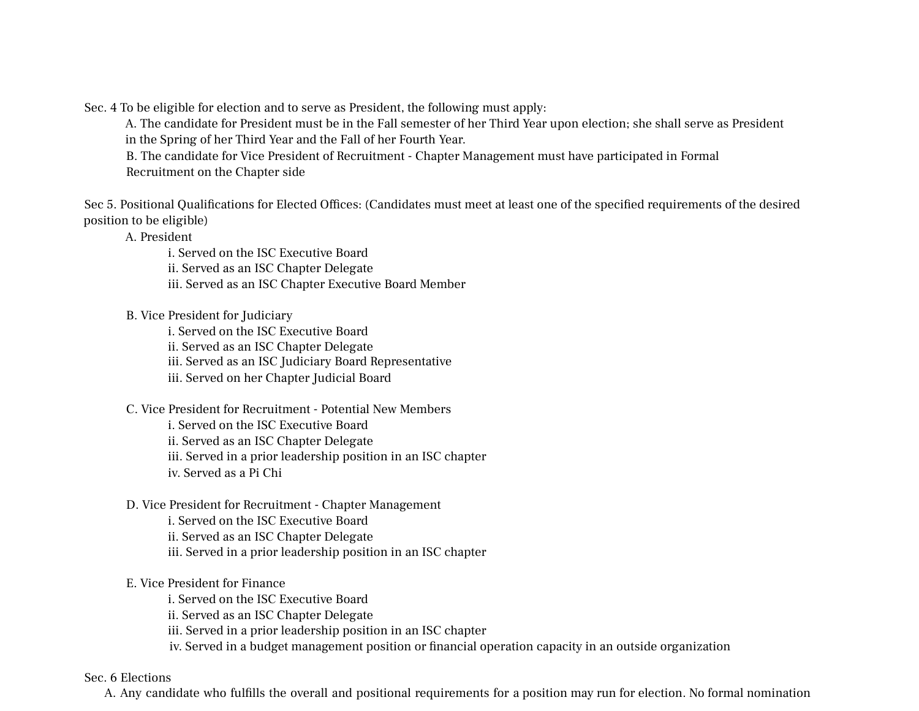Sec. 4 To be eligible for election and to serve as President, the following must apply:

- A. The candidate for President must be in the Fall semester of her Third Year upon election; she shall serve as President in the Spring of her Third Year and the Fall of her Fourth Year.
- B. The candidate for Vice President of Recruitment - Chapter Management must have participated in Formal Recruitment on the Chapter side

Sec 5. Positional Qualifications for Elected Offices: (Candidates must meet at least one of the specified requirements of the desired position to be eligible)

- A. President
  - i. Served on the ISC Executive Board
  - ii. Served as an ISC Chapter Delegate
  - iii. Served as an ISC Chapter Executive Board Member

- B. Vice President for Judiciary
  - i. Served on the ISC Executive Board
  - ii. Served as an ISC Chapter Delegate
  - iii. Served as an ISC Judiciary Board Representative
  - iii. Served on her Chapter Judicial Board

- C. Vice President for Recruitment - Potential New Members
  - i. Served on the ISC Executive Board
  - ii. Served as an ISC Chapter Delegate
  - iii. Served in a prior leadership position in an ISC chapter
  - iv. Served as a Pi Chi

- D. Vice President for Recruitment - Chapter Management
  - i. Served on the ISC Executive Board
  - ii. Served as an ISC Chapter Delegate
  - iii. Served in a prior leadership position in an ISC chapter

- E. Vice President for Finance
  - i. Served on the ISC Executive Board
  - ii. Served as an ISC Chapter Delegate
  - iii. Served in a prior leadership position in an ISC chapter
  - iv. Served in a budget management position or financial operation capacity in an outside organization

Sec. 6 Elections

- A. Any candidate who fulfills the overall and positional requirements for a position may run for election. No formal nomination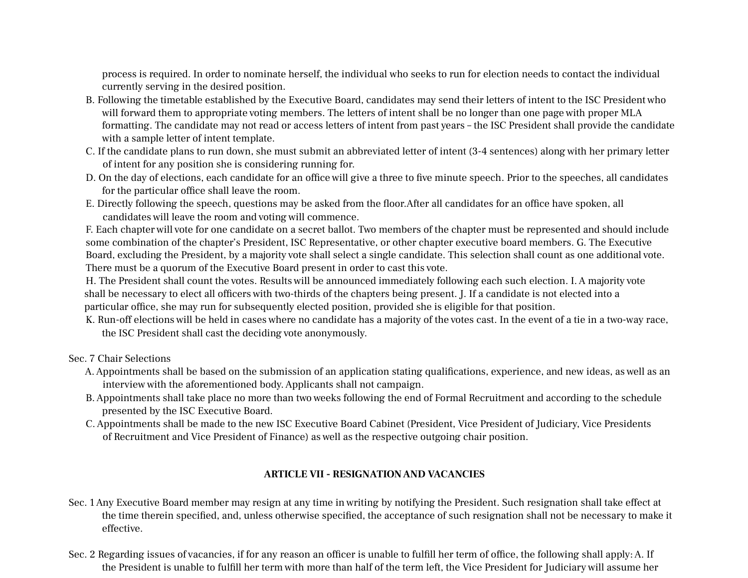process is required. In order to nominate herself, the individual who seeks to run for election needs to contact the individual currently serving in the desired position.

B. Following the timetable established by the Executive Board, candidates may send their letters of intent to the ISC President who will forward them to appropriate voting members. The letters of intent shall be no longer than one page with proper MLA formatting. The candidate may not read or access letters of intent from past years – the ISC President shall provide the candidate with a sample letter of intent template.

C. If the candidate plans to run down, she must submit an abbreviated letter of intent (3-4 sentences) along with her primary letter of intent for any position she is considering running for.

D. On the day of elections, each candidate for an office will give a three to five minute speech. Prior to the speeches, all candidates for the particular office shall leave the room.

E. Directly following the speech, questions may be asked from the floor.After all candidates for an office have spoken, all candidates will leave the room and voting will commence.

F. Each chapter will vote for one candidate on a secret ballot. Two members of the chapter must be represented and should include some combination of the chapter's President, ISC Representative, or other chapter executive board members. G. The Executive Board, excluding the President, by a majority vote shall select a single candidate. This selection shall count as one additional vote. There must be a quorum of the Executive Board present in order to cast this vote.

H. The President shall count the votes. Results will be announced immediately following each such election. I. A majority vote shall be necessary to elect all officers with two-thirds of the chapters being present. J. If a candidate is not elected into a particular office, she may run for subsequently elected position, provided she is eligible for that position.

K. Run-off elections will be held in cases where no candidate has a majority of the votes cast. In the event of a tie in a two-way race, the ISC President shall cast the deciding vote anonymously.

Sec. 7 Chair Selections

A. Appointments shall be based on the submission of an application stating qualifications, experience, and new ideas, as well as an interview with the aforementioned body. Applicants shall not campaign.

B. Appointments shall take place no more than two weeks following the end of Formal Recruitment and according to the schedule presented by the ISC Executive Board.

C. Appointments shall be made to the new ISC Executive Board Cabinet (President, Vice President of Judiciary, Vice Presidents of Recruitment and Vice President of Finance) as well as the respective outgoing chair position.

## ARTICLE VII - RESIGNATION AND VACANCIES

Sec. 1 Any Executive Board member may resign at any time in writing by notifying the President. Such resignation shall take effect at the time therein specified, and, unless otherwise specified, the acceptance of such resignation shall not be necessary to make it effective.

Sec. 2 Regarding issues of vacancies, if for any reason an officer is unable to fulfill her term of office, the following shall apply: A. If the President is unable to fulfill her term with more than half of the term left, the Vice President for Judiciary will assume her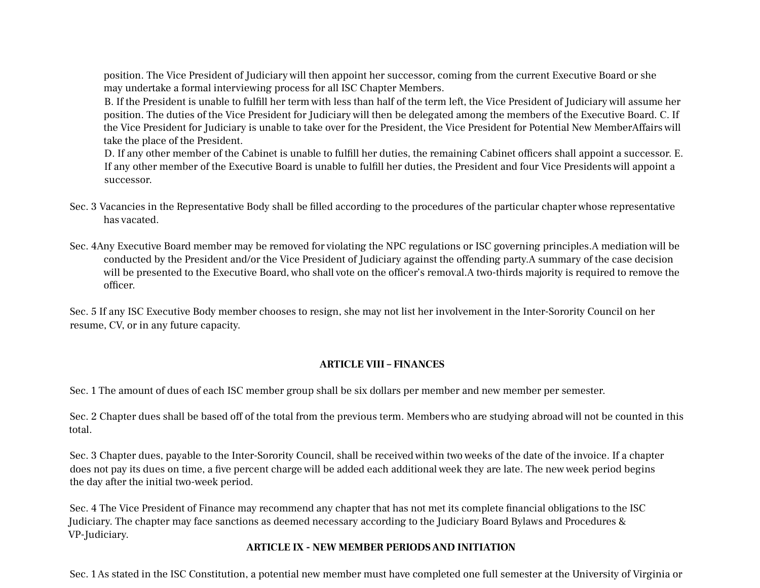position. The Vice President of Judiciary will then appoint her successor, coming from the current Executive Board or she may undertake a formal interviewing process for all ISC Chapter Members.

B. If the President is unable to fulfill her term with less than half of the term left, the Vice President of Judiciary will assume her position. The duties of the Vice President for Judiciary will then be delegated among the members of the Executive Board. C. If the Vice President for Judiciary is unable to take over for the President, the Vice President for Potential New MemberAffairs will take the place of the President.

D. If any other member of the Cabinet is unable to fulfill her duties, the remaining Cabinet officers shall appoint a successor. E. If any other member of the Executive Board is unable to fulfill her duties, the President and four Vice Presidents will appoint a successor.

Sec. 3 Vacancies in the Representative Body shall be filled according to the procedures of the particular chapter whose representative has vacated.

Sec. 4Any Executive Board member may be removed for violating the NPC regulations or ISC governing principles.A mediation will be conducted by the President and/or the Vice President of Judiciary against the offending party.A summary of the case decision will be presented to the Executive Board, who shall vote on the officer's removal.A two-thirds majority is required to remove the officer.

Sec. 5 If any ISC Executive Body member chooses to resign, she may not list her involvement in the Inter-Sorority Council on her resume, CV, or in any future capacity.

## ARTICLE VIII – FINANCES

Sec. 1 The amount of dues of each ISC member group shall be six dollars per member and new member per semester.

Sec. 2 Chapter dues shall be based off of the total from the previous term. Members who are studying abroad will not be counted in this total.

Sec. 3 Chapter dues, payable to the Inter-Sorority Council, shall be received within two weeks of the date of the invoice. If a chapter does not pay its dues on time, a five percent charge will be added each additional week they are late. The new week period begins the day after the initial two-week period.

Sec. 4 The Vice President of Finance may recommend any chapter that has not met its complete financial obligations to the ISC Judiciary. The chapter may face sanctions as deemed necessary according to the Judiciary Board Bylaws and Procedures & VP-Judiciary.

## ARTICLE IX - NEW MEMBER PERIODS AND INITIATION

Sec. 1 As stated in the ISC Constitution, a potential new member must have completed one full semester at the University of Virginia or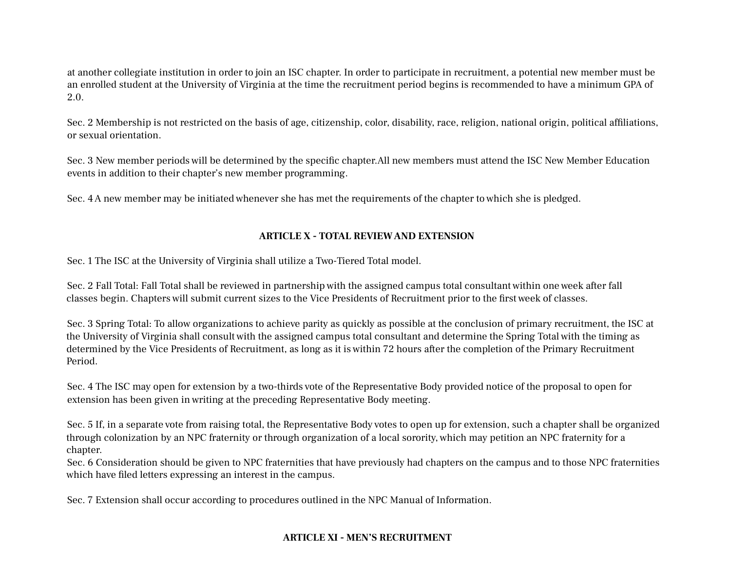at another collegiate institution in order to join an ISC chapter. In order to participate in recruitment, a potential new member must be an enrolled student at the University of Virginia at the time the recruitment period begins is recommended to have a minimum GPA of 2.0.

Sec. 2 Membership is not restricted on the basis of age, citizenship, color, disability, race, religion, national origin, political affiliations, or sexual orientation.

Sec. 3 New member periods will be determined by the specific chapter.All new members must attend the ISC New Member Education events in addition to their chapter's new member programming.

Sec. 4 A new member may be initiated whenever she has met the requirements of the chapter to which she is pledged.

## ARTICLE X - TOTAL REVIEW AND EXTENSION

Sec. 1 The ISC at the University of Virginia shall utilize a Two-Tiered Total model.

Sec. 2 Fall Total: Fall Total shall be reviewed in partnership with the assigned campus total consultant within one week after fall classes begin. Chapters will submit current sizes to the Vice Presidents of Recruitment prior to the first week of classes.

Sec. 3 Spring Total: To allow organizations to achieve parity as quickly as possible at the conclusion of primary recruitment, the ISC at the University of Virginia shall consult with the assigned campus total consultant and determine the Spring Total with the timing as determined by the Vice Presidents of Recruitment, as long as it is within 72 hours after the completion of the Primary Recruitment Period.

Sec. 4 The ISC may open for extension by a two-thirds vote of the Representative Body provided notice of the proposal to open for extension has been given in writing at the preceding Representative Body meeting.

Sec. 5 If, in a separate vote from raising total, the Representative Body votes to open up for extension, such a chapter shall be organized through colonization by an NPC fraternity or through organization of a local sorority, which may petition an NPC fraternity for a chapter.

Sec. 6 Consideration should be given to NPC fraternities that have previously had chapters on the campus and to those NPC fraternities which have filed letters expressing an interest in the campus.

Sec. 7 Extension shall occur according to procedures outlined in the NPC Manual of Information.

## ARTICLE XI - MEN'S RECRUITMENT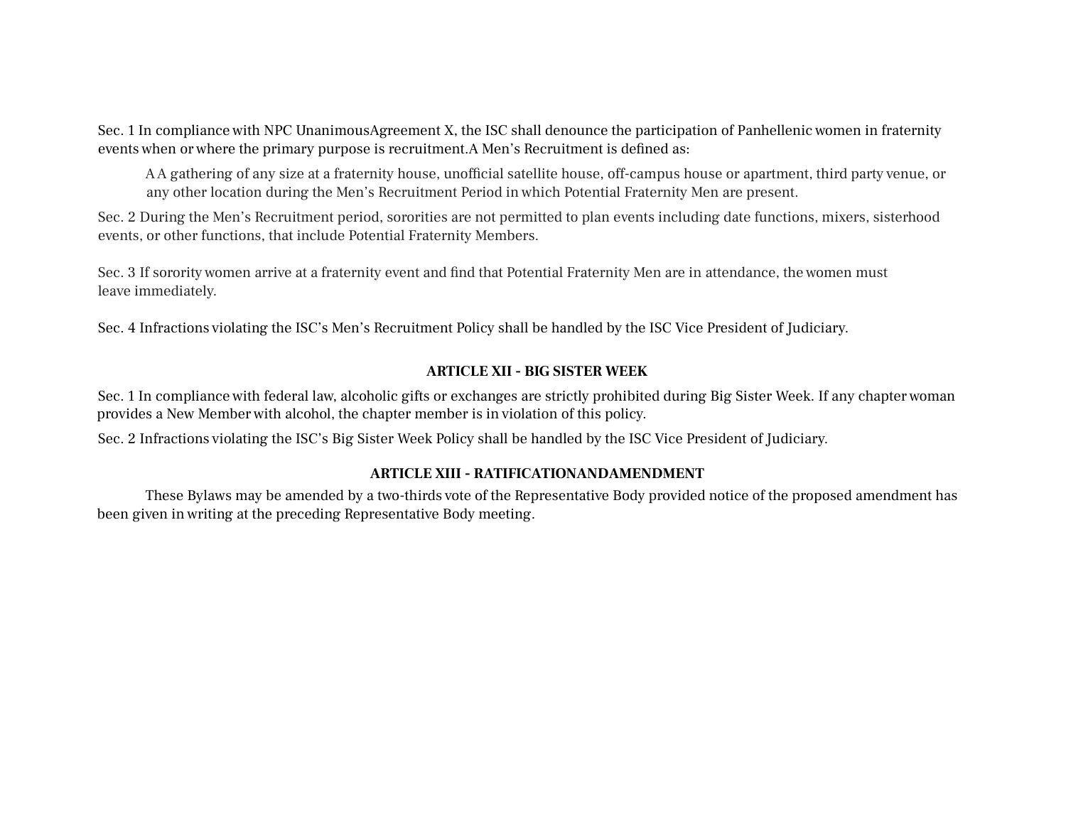Sec. 1 In compliance with NPC UnanimousAgreement X, the ISC shall denounce the participation of Panhellenic women in fraternity events when or where the primary purpose is recruitment.A Men's Recruitment is defined as:

> A A gathering of any size at a fraternity house, unofficial satellite house, off-campus house or apartment, third party venue, or any other location during the Men's Recruitment Period in which Potential Fraternity Men are present.

Sec. 2 During the Men's Recruitment period, sororities are not permitted to plan events including date functions, mixers, sisterhood events, or other functions, that include Potential Fraternity Members.

Sec. 3 If sorority women arrive at a fraternity event and find that Potential Fraternity Men are in attendance, the women must leave immediately.

Sec. 4 Infractions violating the ISC's Men's Recruitment Policy shall be handled by the ISC Vice President of Judiciary.

## ARTICLE XII - BIG SISTER WEEK

Sec. 1 In compliance with federal law, alcoholic gifts or exchanges are strictly prohibited during Big Sister Week. If any chapter woman provides a New Member with alcohol, the chapter member is in violation of this policy.

Sec. 2 Infractions violating the ISC's Big Sister Week Policy shall be handled by the ISC Vice President of Judiciary.

## ARTICLE XIII - RATIFICATIONANDAMENDMENT

These Bylaws may be amended by a two-thirds vote of the Representative Body provided notice of the proposed amendment has been given in writing at the preceding Representative Body meeting.